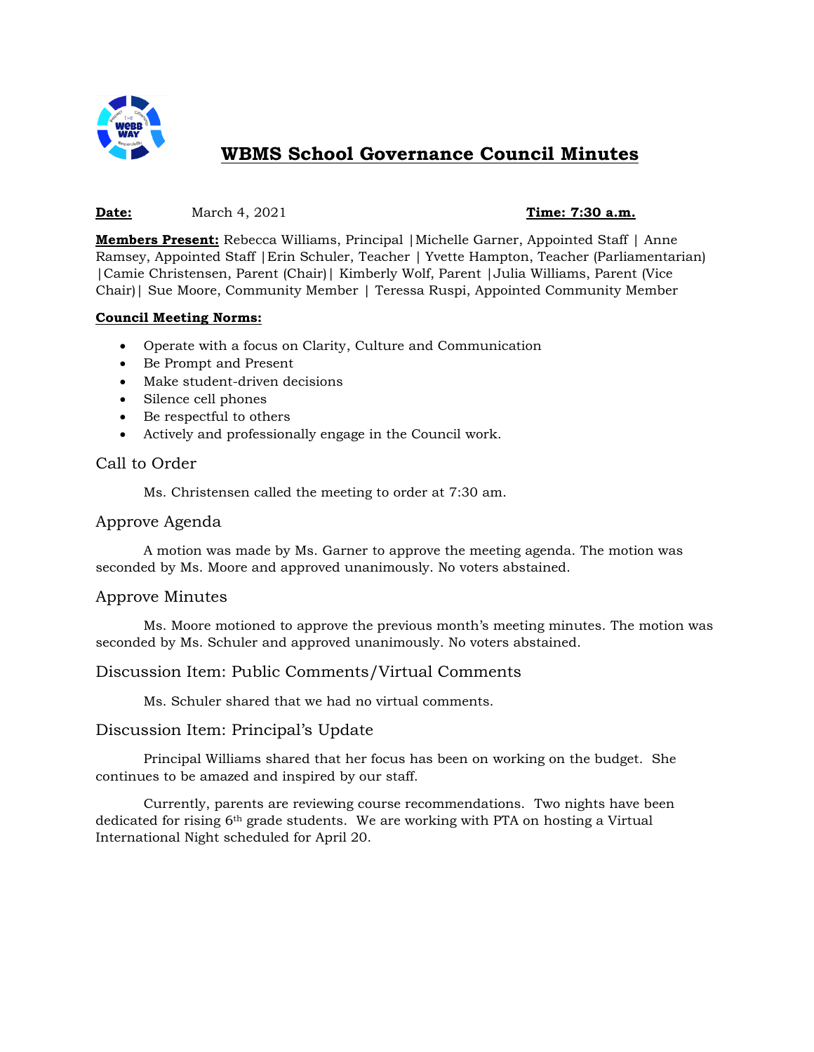# WBMS School Governance Council Minutes

**Date:** March 4, 2021 **Time: 7:30 a.m.**

**Members Present:** Rebecca Williams, Principal |Michelle Garner, Appointed Staff | Anne Ramsey, Appointed Staff |Erin Schuler, Teacher | Yvette Hampton, Teacher (Parliamentarian) |Camie Christensen, Parent (Chair)| Kimberly Wolf, Parent |Julia Williams, Parent (Vice Chair)| Sue Moore, Community Member | Teressa Ruspi, Appointed Community Member

**Council Meeting Norms:**

- Operate with a focus on Clarity, Culture and Communication
- Be Prompt and Present
- Make student-driven decisions
- Silence cell phones
- Be respectful to others
- Actively and professionally engage in the Council work.

## Call to Order

Ms. Christensen called the meeting to order at 7:30 am.

## Approve Agenda

A motion was made by Ms. Garner to approve the meeting agenda. The motion was seconded by Ms. Moore and approved unanimously. No voters abstained.

## Approve Minutes

Ms. Moore motioned to approve the previous month's meeting minutes. The motion was seconded by Ms. Schuler and approved unanimously. No voters abstained.

## Discussion Item: Public Comments/Virtual Comments

Ms. Schuler shared that we had no virtual comments.

## Discussion Item: Principal's Update

Principal Williams shared that her focus has been on working on the budget. She continues to be amazed and inspired by our staff.

Currently, parents are reviewing course recommendations. Two nights have been dedicated for rising 6th grade students. We are working with PTA on hosting a Virtual International Night scheduled for April 20.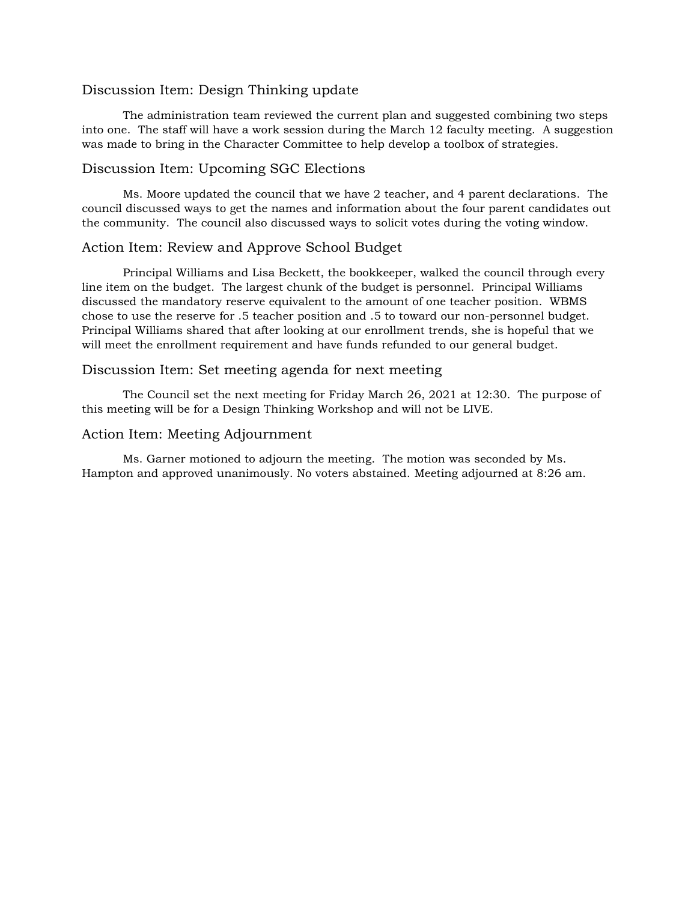## Discussion Item: Design Thinking update

The administration team reviewed the current plan and suggested combining two steps into one. The staff will have a work session during the March 12 faculty meeting. A suggestion was made to bring in the Character Committee to help develop a toolbox of strategies.

## Discussion Item: Upcoming SGC Elections

Ms. Moore updated the council that we have 2 teacher, and 4 parent declarations. The council discussed ways to get the names and information about the four parent candidates out the community. The council also discussed ways to solicit votes during the voting window.

## Action Item: Review and Approve School Budget

Principal Williams and Lisa Beckett, the bookkeeper, walked the council through every line item on the budget. The largest chunk of the budget is personnel. Principal Williams discussed the mandatory reserve equivalent to the amount of one teacher position. WBMS chose to use the reserve for .5 teacher position and .5 to toward our non-personnel budget. Principal Williams shared that after looking at our enrollment trends, she is hopeful that we will meet the enrollment requirement and have funds refunded to our general budget.

## Discussion Item: Set meeting agenda for next meeting

The Council set the next meeting for Friday March 26, 2021 at 12:30. The purpose of this meeting will be for a Design Thinking Workshop and will not be LIVE.

## Action Item: Meeting Adjournment

Ms. Garner motioned to adjourn the meeting. The motion was seconded by Ms. Hampton and approved unanimously. No voters abstained. Meeting adjourned at 8:26 am.